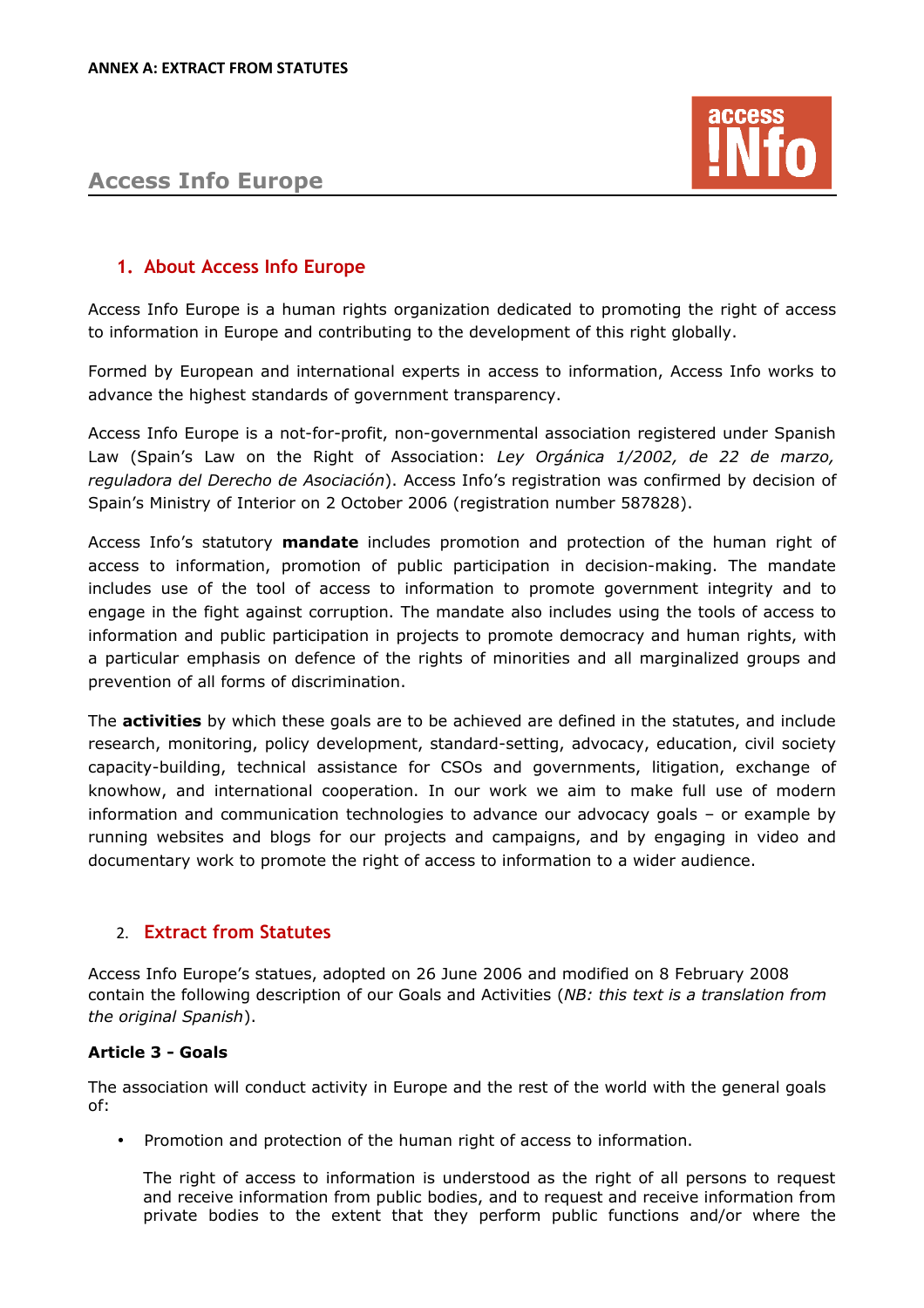**ANNEX A: EXTRACT FROM STATUTES**

# Access Info Europe

## 1. About Access Info Europe

Access Info Europe is a human rights organization dedicated to promoting the right of access to information in Europe and contributing to the development of this right globally.

Formed by European and international experts in access to information, Access Info works to advance the highest standards of government transparency.

Access Info Europe is a not-for-profit, non-governmental association registered under Spanish Law (Spain's Law on the Right of Association: *Ley Orgánica 1/2002, de 22 de marzo, reguladora del Derecho de Asociación*). Access Info's registration was confirmed by decision of Spain's Ministry of Interior on 2 October 2006 (registration number 587828).

Access Info's statutory **mandate** includes promotion and protection of the human right of access to information, promotion of public participation in decision-making. The mandate includes use of the tool of access to information to promote government integrity and to engage in the fight against corruption. The mandate also includes using the tools of access to information and public participation in projects to promote democracy and human rights, with a particular emphasis on defence of the rights of minorities and all marginalized groups and prevention of all forms of discrimination.

The **activities** by which these goals are to be achieved are defined in the statutes, and include research, monitoring, policy development, standard-setting, advocacy, education, civil society capacity-building, technical assistance for CSOs and governments, litigation, exchange of knowhow, and international cooperation. In our work we aim to make full use of modern information and communication technologies to advance our advocacy goals – or example by running websites and blogs for our projects and campaigns, and by engaging in video and documentary work to promote the right of access to information to a wider audience.

## 2. Extract from Statutes

Access Info Europe's statues, adopted on 26 June 2006 and modified on 8 February 2008 contain the following description of our Goals and Activities (*NB: this text is a translation from the original Spanish*).

**Article 3 - Goals**

The association will conduct activity in Europe and the rest of the world with the general goals of:

- Promotion and protection of the human right of access to information.

  The right of access to information is understood as the right of all persons to request and receive information from public bodies, and to request and receive information from private bodies to the extent that they perform public functions and/or where the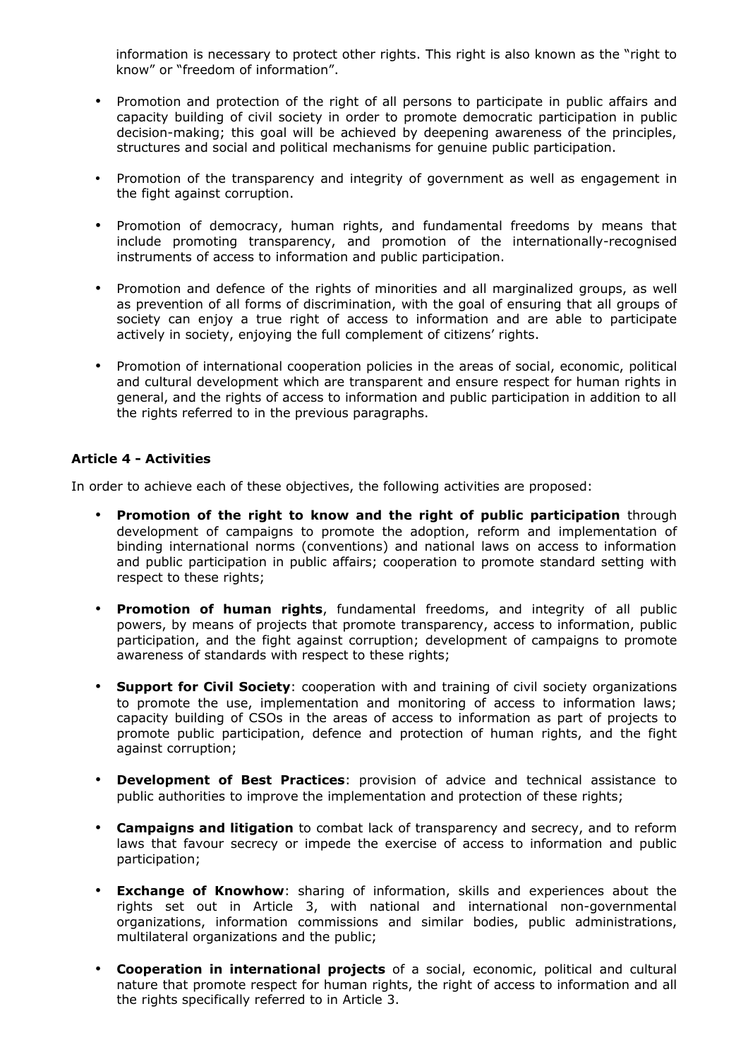information is necessary to protect other rights. This right is also known as the "right to know" or "freedom of information".

- Promotion and protection of the right of all persons to participate in public affairs and capacity building of civil society in order to promote democratic participation in public decision-making; this goal will be achieved by deepening awareness of the principles, structures and social and political mechanisms for genuine public participation.

- Promotion of the transparency and integrity of government as well as engagement in the fight against corruption.

- Promotion of democracy, human rights, and fundamental freedoms by means that include promoting transparency, and promotion of the internationally-recognised instruments of access to information and public participation.

- Promotion and defence of the rights of minorities and all marginalized groups, as well as prevention of all forms of discrimination, with the goal of ensuring that all groups of society can enjoy a true right of access to information and are able to participate actively in society, enjoying the full complement of citizens' rights.

- Promotion of international cooperation policies in the areas of social, economic, political and cultural development which are transparent and ensure respect for human rights in general, and the rights of access to information and public participation in addition to all the rights referred to in the previous paragraphs.

**Article 4 - Activities**

In order to achieve each of these objectives, the following activities are proposed:

- **Promotion of the right to know and the right of public participation** through development of campaigns to promote the adoption, reform and implementation of binding international norms (conventions) and national laws on access to information and public participation in public affairs; cooperation to promote standard setting with respect to these rights;

- **Promotion of human rights**, fundamental freedoms, and integrity of all public powers, by means of projects that promote transparency, access to information, public participation, and the fight against corruption; development of campaigns to promote awareness of standards with respect to these rights;

- **Support for Civil Society**: cooperation with and training of civil society organizations to promote the use, implementation and monitoring of access to information laws; capacity building of CSOs in the areas of access to information as part of projects to promote public participation, defence and protection of human rights, and the fight against corruption;

- **Development of Best Practices**: provision of advice and technical assistance to public authorities to improve the implementation and protection of these rights;

- **Campaigns and litigation** to combat lack of transparency and secrecy, and to reform laws that favour secrecy or impede the exercise of access to information and public participation;

- **Exchange of Knowhow**: sharing of information, skills and experiences about the rights set out in Article 3, with national and international non-governmental organizations, information commissions and similar bodies, public administrations, multilateral organizations and the public;

- **Cooperation in international projects** of a social, economic, political and cultural nature that promote respect for human rights, the right of access to information and all the rights specifically referred to in Article 3.